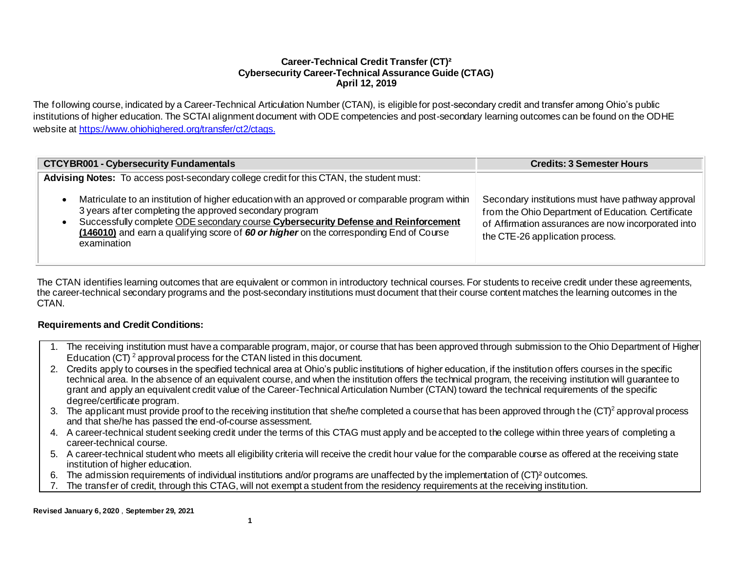# Career-Technical Credit Transfer (CT)²
## Cybersecurity Career-Technical Assurance Guide (CTAG)
### April 12, 2019

The following course, indicated by a Career-Technical Articulation Number (CTAN), is eligible for post-secondary credit and transfer among Ohio's public institutions of higher education. The SCTAI alignment document with ODE competencies and post-secondary learning outcomes can be found on the ODHE website at https://www.ohiohighered.org/transfer/ct2/ctags.

| CTCYBR001 - Cybersecurity Fundamentals | Credits: 3 Semester Hours |
|---|---|
| **Advising Notes:** To access post-secondary college credit for this CTAN, the student must:<br>• Matriculate to an institution of higher education with an approved or comparable program within 3 years after completing the approved secondary program<br>• Successfully complete ODE secondary course **Cybersecurity Defense and Reinforcement (146010)** and earn a qualifying score of ***60 or higher*** on the corresponding End of Course examination | Secondary institutions must have pathway approval from the Ohio Department of Education. Certificate of Affirmation assurances are now incorporated into the CTE-26 application process. |

The CTAN identifies learning outcomes that are equivalent or common in introductory technical courses. For students to receive credit under these agreements, the career-technical secondary programs and the post-secondary institutions must document that their course content matches the learning outcomes in the CTAN.

**Requirements and Credit Conditions:**

1. The receiving institution must have a comparable program, major, or course that has been approved through submission to the Ohio Department of Higher Education (CT)² approval process for the CTAN listed in this document.
2. Credits apply to courses in the specified technical area at Ohio's public institutions of higher education, if the institution offers courses in the specific technical area. In the absence of an equivalent course, and when the institution offers the technical program, the receiving institution will guarantee to grant and apply an equivalent credit value of the Career-Technical Articulation Number (CTAN) toward the technical requirements of the specific degree/certificate program.
3. The applicant must provide proof to the receiving institution that she/he completed a course that has been approved through the (CT)² approval process and that she/he has passed the end-of-course assessment.
4. A career-technical student seeking credit under the terms of this CTAG must apply and be accepted to the college within three years of completing a career-technical course.
5. A career-technical student who meets all eligibility criteria will receive the credit hour value for the comparable course as offered at the receiving state institution of higher education.
6. The admission requirements of individual institutions and/or programs are unaffected by the implementation of (CT)² outcomes.
7. The transfer of credit, through this CTAG, will not exempt a student from the residency requirements at the receiving institution.

**Revised January 6, 2020 , September 29, 2021**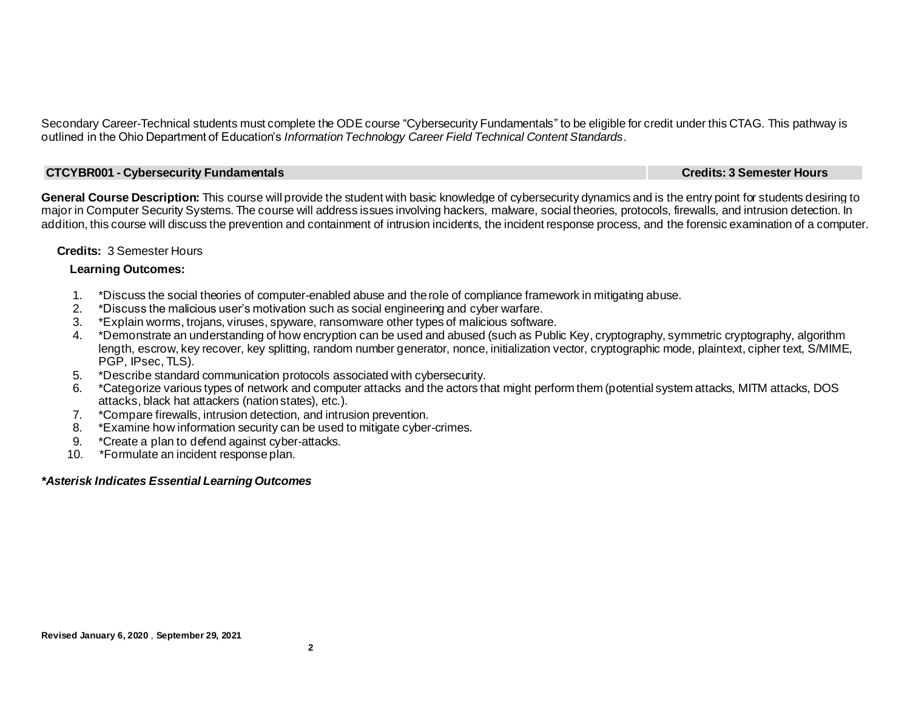Secondary Career-Technical students must complete the ODE course "Cybersecurity Fundamentals" to be eligible for credit under this CTAG. This pathway is outlined in the Ohio Department of Education's *Information Technology Career Field Technical Content Standards*.

| CTCYBR001 - Cybersecurity Fundamentals | Credits: 3 Semester Hours |
|---|---|

**General Course Description:** This course will provide the student with basic knowledge of cybersecurity dynamics and is the entry point for students desiring to major in Computer Security Systems. The course will address issues involving hackers, malware, social theories, protocols, firewalls, and intrusion detection. In addition, this course will discuss the prevention and containment of intrusion incidents, the incident response process, and the forensic examination of a computer.

**Credits:** 3 Semester Hours

**Learning Outcomes:**

1. *Discuss the social theories of computer-enabled abuse and the role of compliance framework in mitigating abuse.
2. *Discuss the malicious user's motivation such as social engineering and cyber warfare.
3. *Explain worms, trojans, viruses, spyware, ransomware other types of malicious software.
4. *Demonstrate an understanding of how encryption can be used and abused (such as Public Key, cryptography, symmetric cryptography, algorithm length, escrow, key recover, key splitting, random number generator, nonce, initialization vector, cryptographic mode, plaintext, cipher text, S/MIME, PGP, IPsec, TLS).
5. *Describe standard communication protocols associated with cybersecurity.
6. *Categorize various types of network and computer attacks and the actors that might perform them (potential system attacks, MITM attacks, DOS attacks, black hat attackers (nation states), etc.).
7. *Compare firewalls, intrusion detection, and intrusion prevention.
8. *Examine how information security can be used to mitigate cyber-crimes.
9. *Create a plan to defend against cyber-attacks.
10. *Formulate an incident response plan.

***Asterisk Indicates Essential Learning Outcomes***

**Revised January 6, 2020 , September 29, 2021**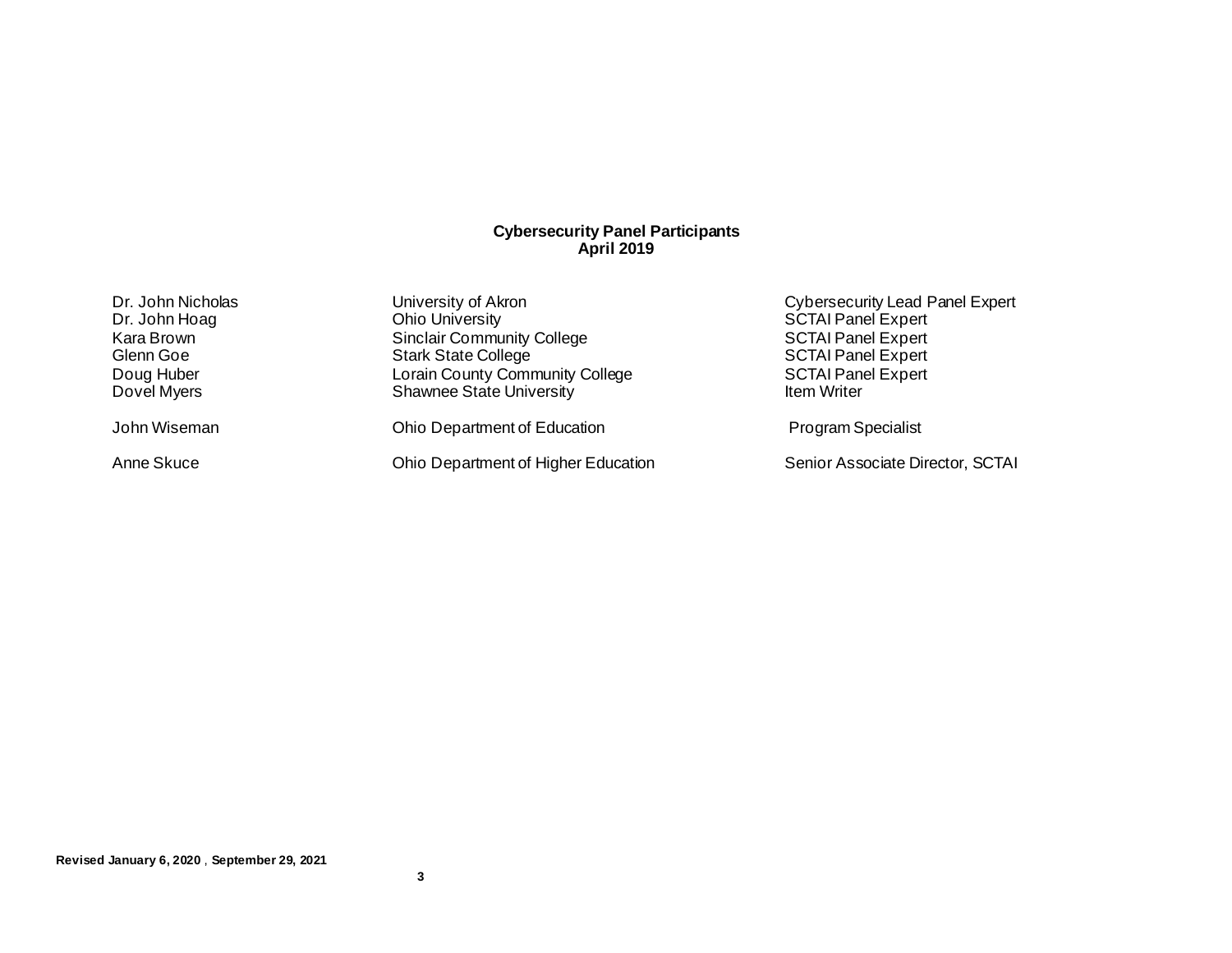**Cybersecurity Panel Participants**
**April 2019**

| | | |
|---|---|---|
| Dr. John Nicholas | University of Akron | Cybersecurity Lead Panel Expert |
| Dr. John Hoag | Ohio University | SCTAI Panel Expert |
| Kara Brown | Sinclair Community College | SCTAI Panel Expert |
| Glenn Goe | Stark State College | SCTAI Panel Expert |
| Doug Huber | Lorain County Community College | SCTAI Panel Expert |
| Dovel Myers | Shawnee State University | Item Writer |
| John Wiseman | Ohio Department of Education | Program Specialist |
| Anne Skuce | Ohio Department of Higher Education | Senior Associate Director, SCTAI |

**Revised January 6, 2020 , September 29, 2021**